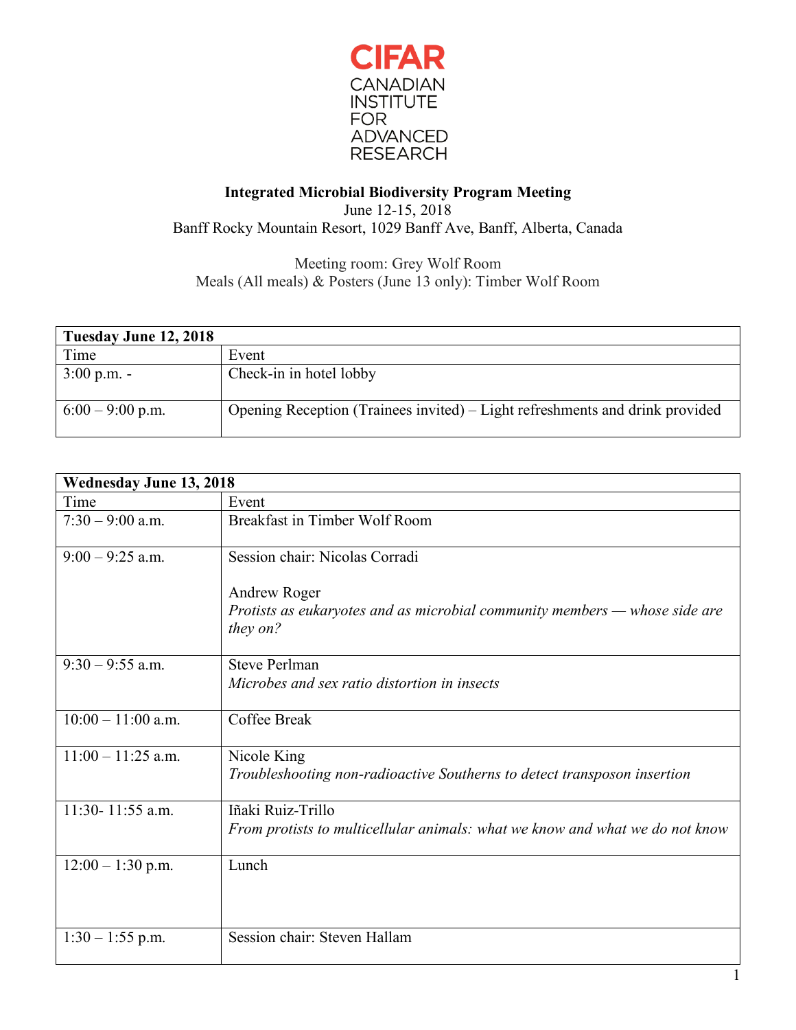CIFAR
CANADIAN INSTITUTE FOR ADVANCED RESEARCH

**Integrated Microbial Biodiversity Program Meeting**
June 12-15, 2018
Banff Rocky Mountain Resort, 1029 Banff Ave, Banff, Alberta, Canada

Meeting room: Grey Wolf Room
Meals (All meals) & Posters (June 13 only): Timber Wolf Room

| **Tuesday June 12, 2018** | |
|---|---|
| Time | Event |
| 3:00 p.m. - | Check-in in hotel lobby |
| 6:00 – 9:00 p.m. | Opening Reception (Trainees invited) – Light refreshments and drink provided |

| **Wednesday June 13, 2018** | |
|---|---|
| Time | Event |
| 7:30 – 9:00 a.m. | Breakfast in Timber Wolf Room |
| 9:00 – 9:25 a.m. | Session chair: Nicolas Corradi<br><br>Andrew Roger<br>*Protists as eukaryotes and as microbial community members — whose side are they on?* |
| 9:30 – 9:55 a.m. | Steve Perlman<br>*Microbes and sex ratio distortion in insects* |
| 10:00 – 11:00 a.m. | Coffee Break |
| 11:00 – 11:25 a.m. | Nicole King<br>*Troubleshooting non-radioactive Southerns to detect transposon insertion* |
| 11:30- 11:55 a.m. | Iñaki Ruiz-Trillo<br>*From protists to multicellular animals: what we know and what we do not know* |
| 12:00 – 1:30 p.m. | Lunch |
| 1:30 – 1:55 p.m. | Session chair: Steven Hallam |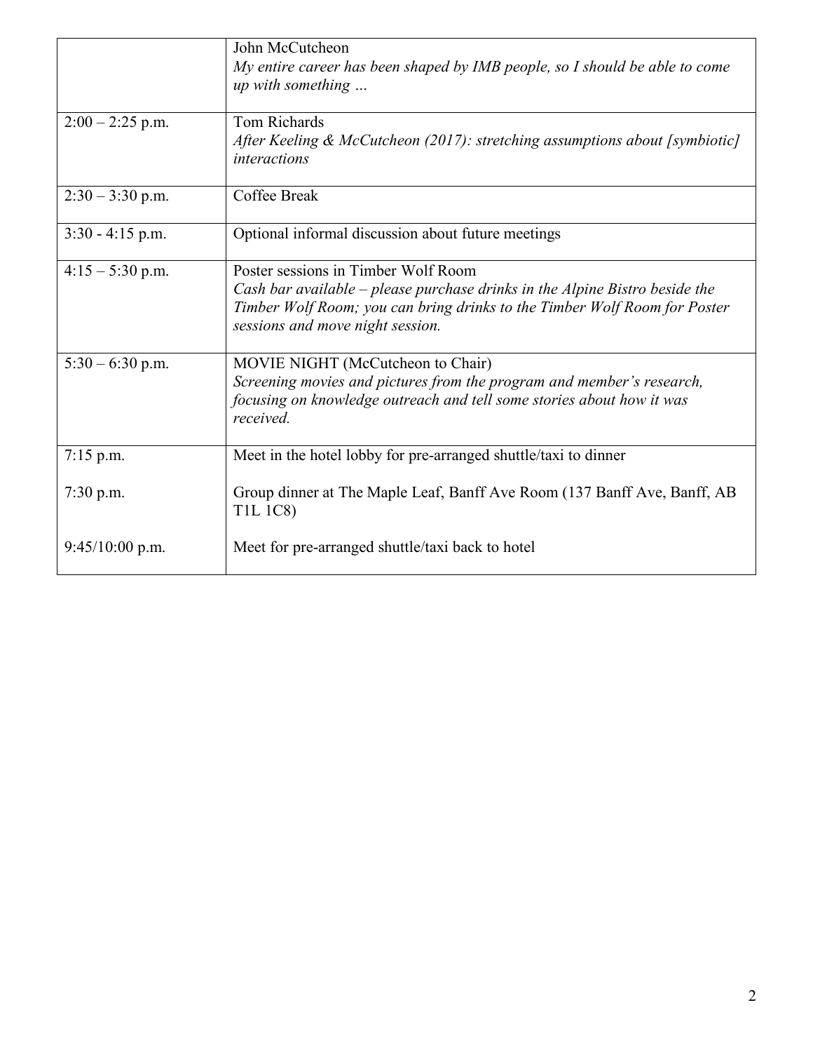| | |
|---|---|
| | John McCutcheon<br>*My entire career has been shaped by IMB people, so I should be able to come up with something …* |
| 2:00 – 2:25 p.m. | Tom Richards<br>*After Keeling & McCutcheon (2017): stretching assumptions about [symbiotic] interactions* |
| 2:30 – 3:30 p.m. | Coffee Break |
| 3:30 - 4:15 p.m. | Optional informal discussion about future meetings |
| 4:15 – 5:30 p.m. | Poster sessions in Timber Wolf Room<br>*Cash bar available – please purchase drinks in the Alpine Bistro beside the Timber Wolf Room; you can bring drinks to the Timber Wolf Room for Poster sessions and move night session.* |
| 5:30 – 6:30 p.m. | MOVIE NIGHT (McCutcheon to Chair)<br>*Screening movies and pictures from the program and member's research, focusing on knowledge outreach and tell some stories about how it was received.* |
| 7:15 p.m.<br><br>7:30 p.m.<br><br>9:45/10:00 p.m. | Meet in the hotel lobby for pre-arranged shuttle/taxi to dinner<br><br>Group dinner at The Maple Leaf, Banff Ave Room (137 Banff Ave, Banff, AB T1L 1C8)<br><br>Meet for pre-arranged shuttle/taxi back to hotel |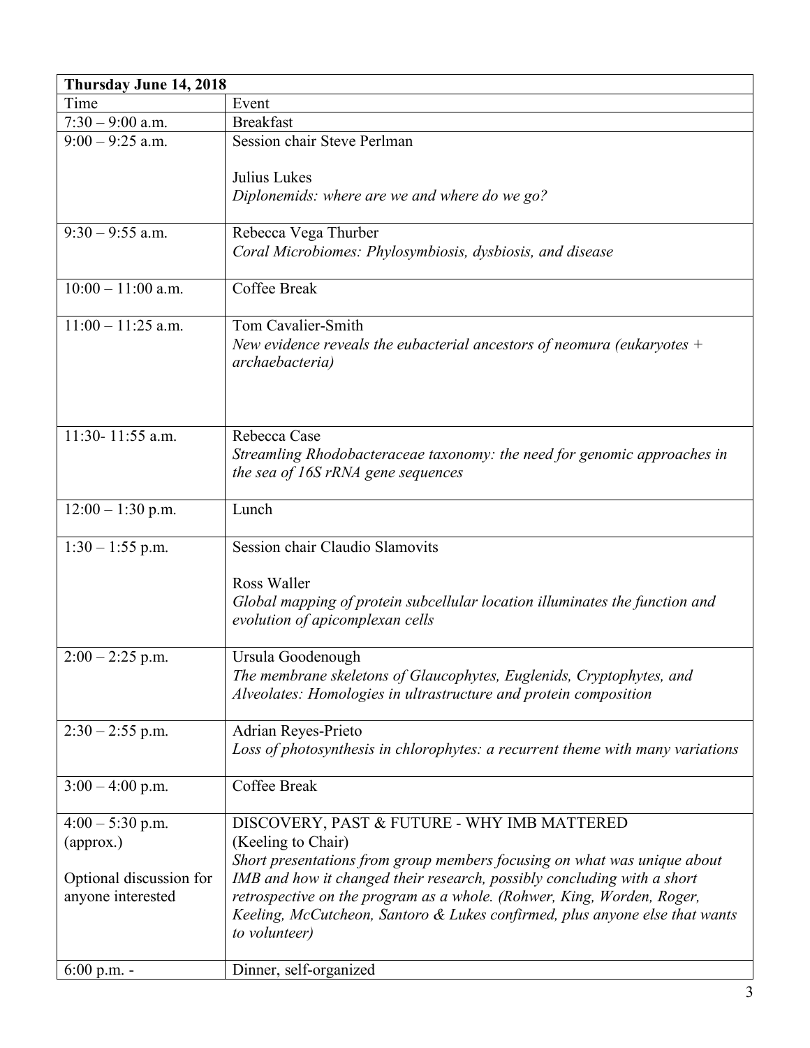| **Thursday June 14, 2018** | |
|---|---|
| Time | Event |
| 7:30 – 9:00 a.m. | Breakfast |
| 9:00 – 9:25 a.m. | Session chair Steve Perlman<br><br>Julius Lukes<br>*Diplonemids: where are we and where do we go?* |
| 9:30 – 9:55 a.m. | Rebecca Vega Thurber<br>*Coral Microbiomes: Phylosymbiosis, dysbiosis, and disease* |
| 10:00 – 11:00 a.m. | Coffee Break |
| 11:00 – 11:25 a.m. | Tom Cavalier-Smith<br>*New evidence reveals the eubacterial ancestors of neomura (eukaryotes + archaebacteria)* |
| 11:30- 11:55 a.m. | Rebecca Case<br>*Streamling Rhodobacteraceae taxonomy: the need for genomic approaches in the sea of 16S rRNA gene sequences* |
| 12:00 – 1:30 p.m. | Lunch |
| 1:30 – 1:55 p.m. | Session chair Claudio Slamovits<br><br>Ross Waller<br>*Global mapping of protein subcellular location illuminates the function and evolution of apicomplexan cells* |
| 2:00 – 2:25 p.m. | Ursula Goodenough<br>*The membrane skeletons of Glaucophytes, Euglenids, Cryptophytes, and Alveolates: Homologies in ultrastructure and protein composition* |
| 2:30 – 2:55 p.m. | Adrian Reyes-Prieto<br>*Loss of photosynthesis in chlorophytes: a recurrent theme with many variations* |
| 3:00 – 4:00 p.m. | Coffee Break |
| 4:00 – 5:30 p.m. (approx.)<br><br>Optional discussion for anyone interested | DISCOVERY, PAST & FUTURE - WHY IMB MATTERED<br>(Keeling to Chair)<br>*Short presentations from group members focusing on what was unique about IMB and how it changed their research, possibly concluding with a short retrospective on the program as a whole. (Rohwer, King, Worden, Roger, Keeling, McCutcheon, Santoro & Lukes confirmed, plus anyone else that wants to volunteer)* |
| 6:00 p.m. - | Dinner, self-organized |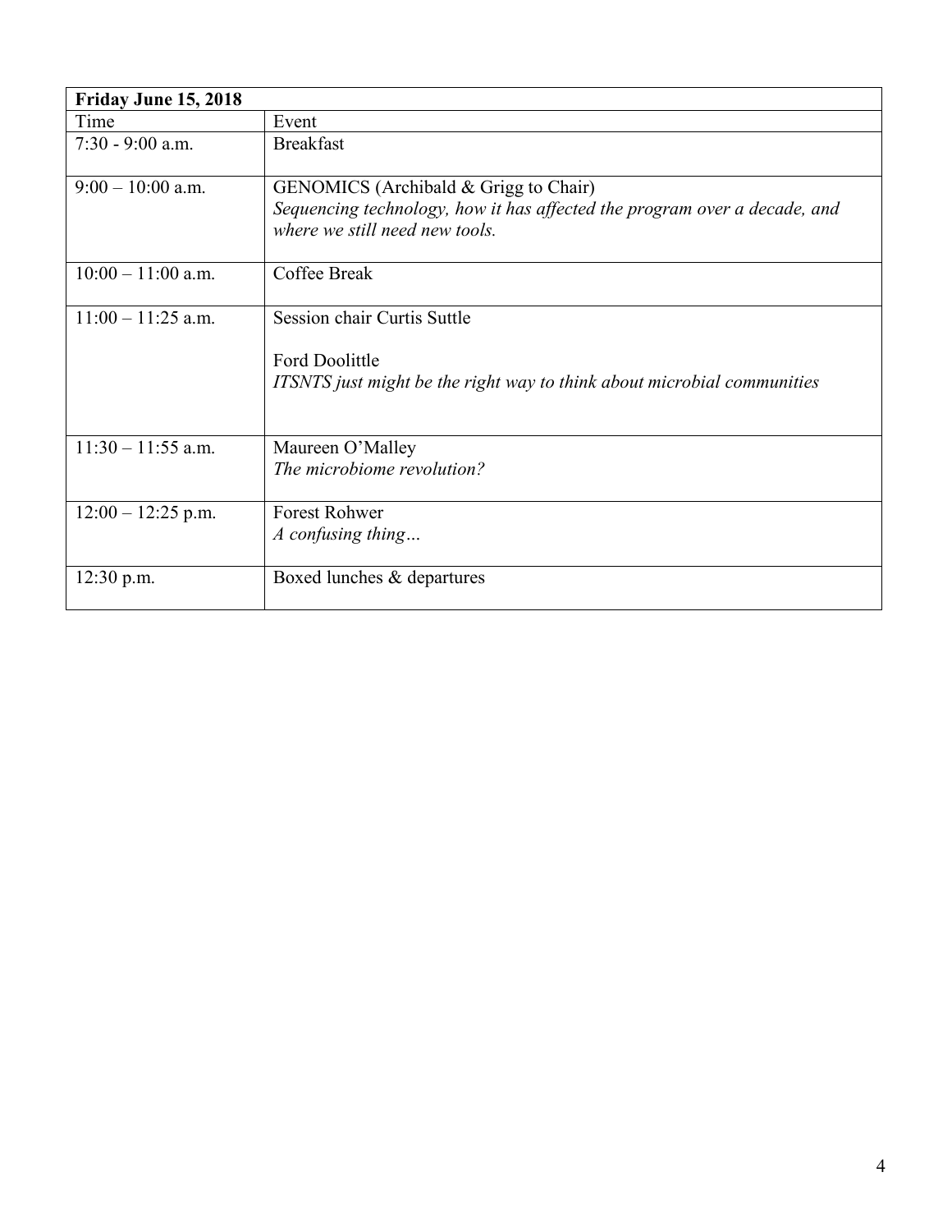| **Friday June 15, 2018** | |
| --- | --- |
| Time | Event |
| 7:30 - 9:00 a.m. | Breakfast |
| 9:00 – 10:00 a.m. | GENOMICS (Archibald & Grigg to Chair)<br>*Sequencing technology, how it has affected the program over a decade, and where we still need new tools.* |
| 10:00 – 11:00 a.m. | Coffee Break |
| 11:00 – 11:25 a.m. | Session chair Curtis Suttle<br><br>Ford Doolittle<br>*ITSNTS just might be the right way to think about microbial communities* |
| 11:30 – 11:55 a.m. | Maureen O'Malley<br>*The microbiome revolution?* |
| 12:00 – 12:25 p.m. | Forest Rohwer<br>*A confusing thing…* |
| 12:30 p.m. | Boxed lunches & departures |